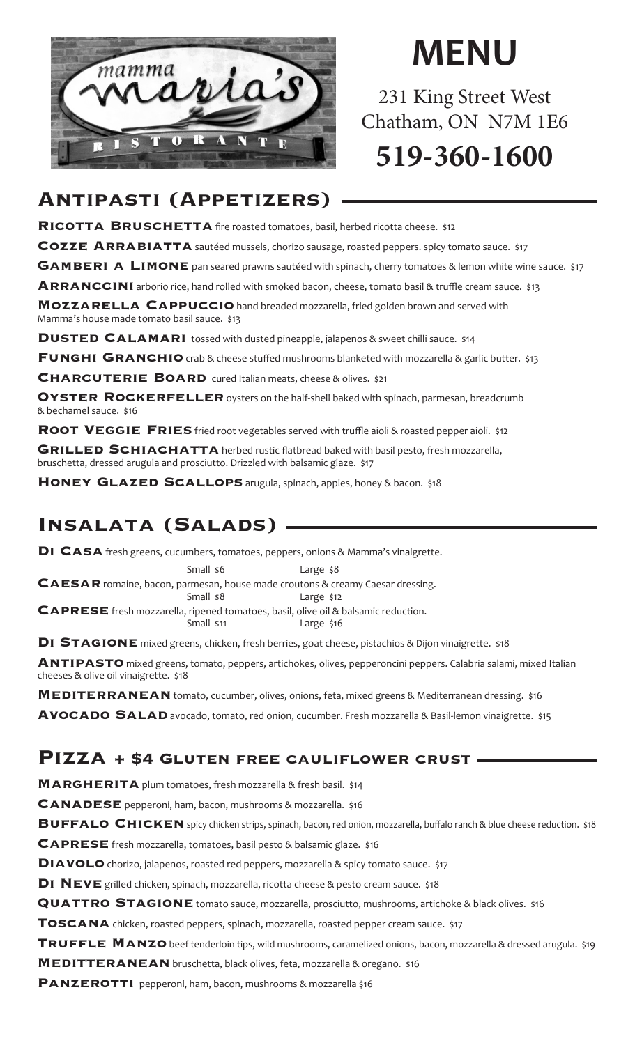# MENU

231 King Street West
Chatham, ON N7M 1E6

**519-360-1600**

## Antipasti (Appetizers)

**Ricotta Bruschetta** fire roasted tomatoes, basil, herbed ricotta cheese. $12

**Cozze Arrabiatta** sautéed mussels, chorizo sausage, roasted peppers. spicy tomato sauce. $17

**Gamberi a Limone** pan seared prawns sautéed with spinach, cherry tomatoes & lemon white wine sauce. $17

**Arranccini** arborio rice, hand rolled with smoked bacon, cheese, tomato basil & truffle cream sauce. $13

**Mozzarella Cappuccio** hand breaded mozzarella, fried golden brown and served with Mamma's house made tomato basil sauce. $13

**Dusted Calamari** tossed with dusted pineapple, jalapenos & sweet chilli sauce. $14

**Funghi Granchio** crab & cheese stuffed mushrooms blanketed with mozzarella & garlic butter. $13

**Charcuterie Board** cured Italian meats, cheese & olives. $21

**Oyster Rockerfeller** oysters on the half-shell baked with spinach, parmesan, breadcrumb & bechamel sauce. $16

**Root Veggie Fries** fried root vegetables served with truffle aioli & roasted pepper aioli. $12

**Grilled Schiachatta** herbed rustic flatbread baked with basil pesto, fresh mozzarella, bruschetta, dressed arugula and prosciutto. Drizzled with balsamic glaze. $17

**Honey Glazed Scallops** arugula, spinach, apples, honey & bacon. $18

## Insalata (Salads)

**Di Casa** fresh greens, cucumbers, tomatoes, peppers, onions & Mamma's vinaigrette.
Small $6 Large $8

**Caesar** romaine, bacon, parmesan, house made croutons & creamy Caesar dressing.
Small $8 Large $12

**Caprese** fresh mozzarella, ripened tomatoes, basil, olive oil & balsamic reduction.
Small $11 Large $16

**Di Stagione** mixed greens, chicken, fresh berries, goat cheese, pistachios & Dijon vinaigrette. $18

**Antipasto** mixed greens, tomato, peppers, artichokes, olives, pepperoncini peppers. Calabria salami, mixed Italian cheeses & olive oil vinaigrette. $18

**Mediterranean** tomato, cucumber, olives, onions, feta, mixed greens & Mediterranean dressing. $16

**Avocado Salad** avocado, tomato, red onion, cucumber. Fresh mozzarella & Basil-lemon vinaigrette. $15

## Pizza + $4 Gluten free cauliflower crust

**Margherita** plum tomatoes, fresh mozzarella & fresh basil. $14

**Canadese** pepperoni, ham, bacon, mushrooms & mozzarella. $16

**Buffalo Chicken** spicy chicken strips, spinach, bacon, red onion, mozzarella, buffalo ranch & blue cheese reduction. $18

**Caprese** fresh mozzarella, tomatoes, basil pesto & balsamic glaze. $16

**Diavolo** chorizo, jalapenos, roasted red peppers, mozzarella & spicy tomato sauce. $17

**Di Neve** grilled chicken, spinach, mozzarella, ricotta cheese & pesto cream sauce. $18

**Quattro Stagione** tomato sauce, mozzarella, prosciutto, mushrooms, artichoke & black olives. $16

**Toscana** chicken, roasted peppers, spinach, mozzarella, roasted pepper cream sauce. $17

**Truffle Manzo** beef tenderloin tips, wild mushrooms, caramelized onions, bacon, mozzarella & dressed arugula. $19

**Meditteranean** bruschetta, black olives, feta, mozzarella & oregano. $16

**Panzerotti** pepperoni, ham, bacon, mushrooms & mozzarella $16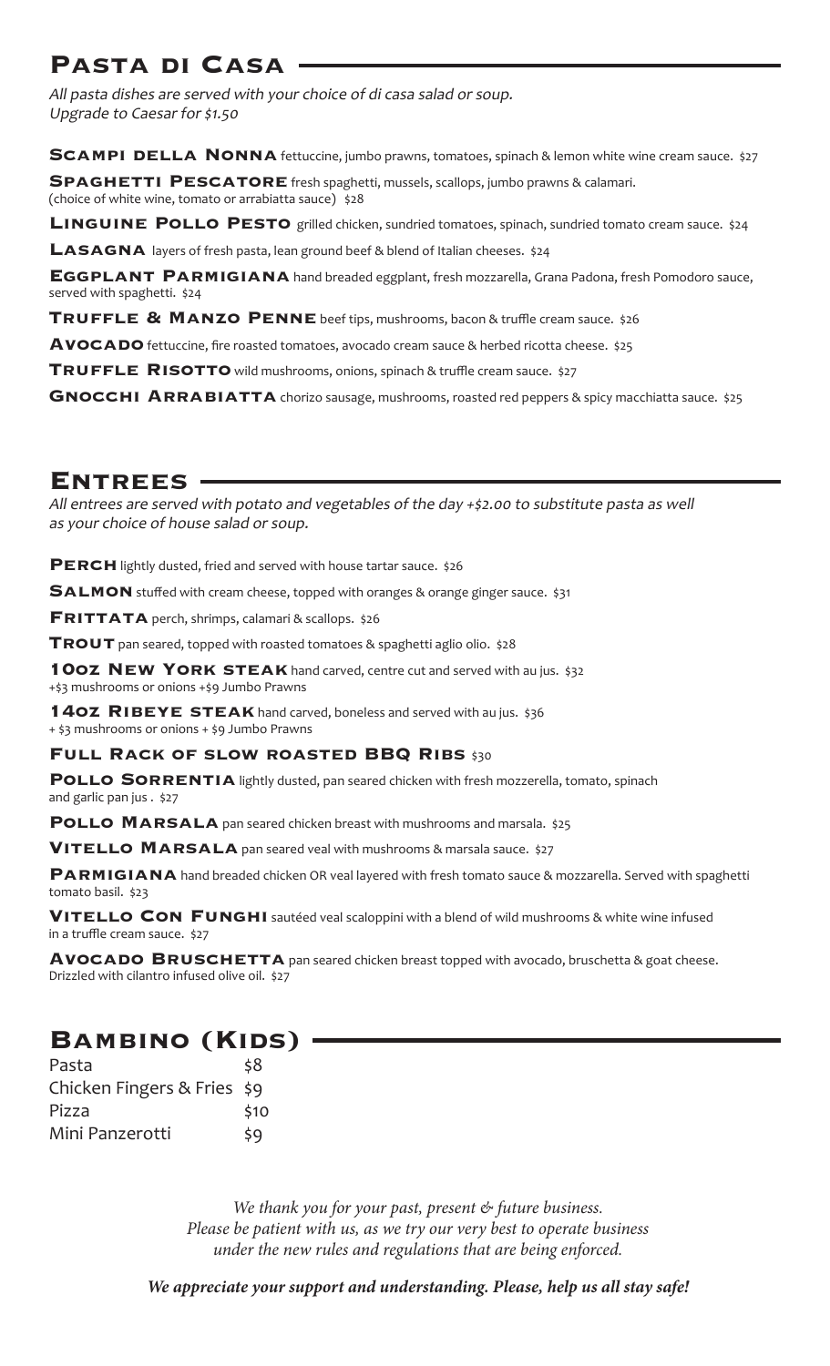## Pasta di Casa

*All pasta dishes are served with your choice of di casa salad or soup.*
*Upgrade to Caesar for $1.50*

**Scampi della Nonna** fettuccine, jumbo prawns, tomatoes, spinach & lemon white wine cream sauce. $27

**Spaghetti Pescatore** fresh spaghetti, mussels, scallops, jumbo prawns & calamari.
(choice of white wine, tomato or arrabiatta sauce) $28

**Linguine Pollo Pesto** grilled chicken, sundried tomatoes, spinach, sundried tomato cream sauce. $24

**Lasagna** layers of fresh pasta, lean ground beef & blend of Italian cheeses. $24

**Eggplant Parmigiana** hand breaded eggplant, fresh mozzarella, Grana Padona, fresh Pomodoro sauce, served with spaghetti. $24

**Truffle & Manzo Penne** beef tips, mushrooms, bacon & truffle cream sauce. $26

**Avocado** fettuccine, fire roasted tomatoes, avocado cream sauce & herbed ricotta cheese. $25

**Truffle Risotto** wild mushrooms, onions, spinach & truffle cream sauce. $27

**Gnocchi Arrabiatta** chorizo sausage, mushrooms, roasted red peppers & spicy macchiatta sauce. $25

## Entrees

*All entrees are served with potato and vegetables of the day +$2.00 to substitute pasta as well as your choice of house salad or soup.*

**Perch** lightly dusted, fried and served with house tartar sauce. $26

**Salmon** stuffed with cream cheese, topped with oranges & orange ginger sauce. $31

**Frittata** perch, shrimps, calamari & scallops. $26

**Trout** pan seared, topped with roasted tomatoes & spaghetti aglio olio. $28

**10oz New York Steak** hand carved, centre cut and served with au jus. $32
+$3 mushrooms or onions +$9 Jumbo Prawns

**14oz Ribeye Steak** hand carved, boneless and served with au jus. $36
+ $3 mushrooms or onions + $9 Jumbo Prawns

**Full Rack of slow roasted BBQ Ribs** $30

**Pollo Sorrentia** lightly dusted, pan seared chicken with fresh mozzerella, tomato, spinach and garlic pan jus . $27

**Pollo Marsala** pan seared chicken breast with mushrooms and marsala. $25

**Vitello Marsala** pan seared veal with mushrooms & marsala sauce. $27

**Parmigiana** hand breaded chicken OR veal layered with fresh tomato sauce & mozzarella. Served with spaghetti tomato basil. $23

**Vitello Con Funghi** sautéed veal scaloppini with a blend of wild mushrooms & white wine infused in a truffle cream sauce. $27

**Avocado Bruschetta** pan seared chicken breast topped with avocado, bruschetta & goat cheese. Drizzled with cilantro infused olive oil. $27

## Bambino (Kids)

| | |
|---|---|
| Pasta | $8 |
| Chicken Fingers & Fries | $9 |
| Pizza | $10 |
| Mini Panzerotti | $9 |

*We thank you for your past, present & future business.*
*Please be patient with us, as we try our very best to operate business under the new rules and regulations that are being enforced.*

***We appreciate your support and understanding. Please, help us all stay safe!***